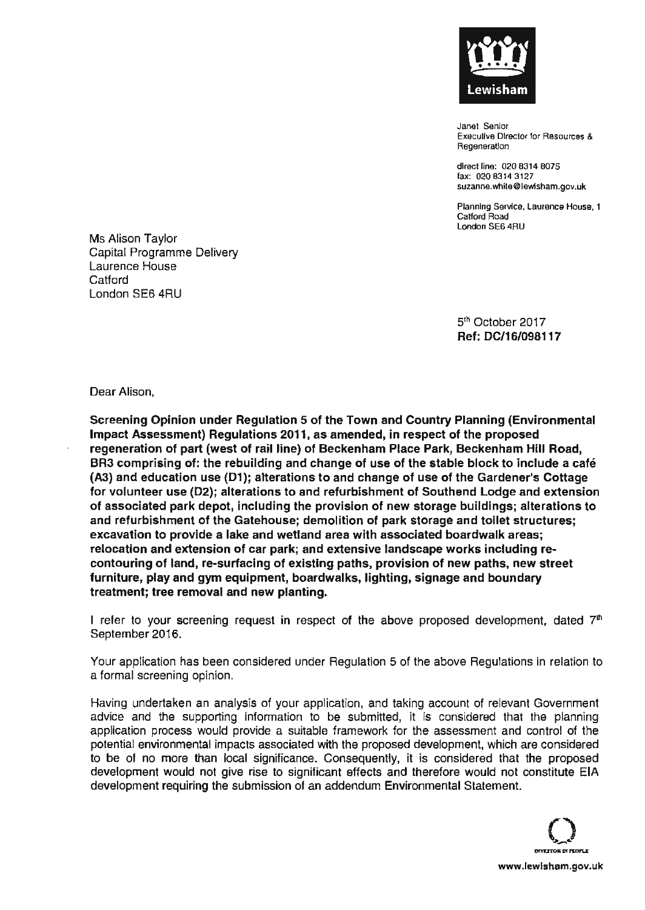Lewisham

Janet Senior
Executive Director for Resources & Regeneration

direct line: 020 8314 8075
fax: 020 8314 3127
suzanne.white@lewisham.gov.uk

Planning Service, Laurence House, 1 Catford Road
London SE6 4RU

Ms Alison Taylor
Capital Programme Delivery
Laurence House
Catford
London SE6 4RU

5th October 2017
**Ref: DC/16/098117**

Dear Alison,

**Screening Opinion under Regulation 5 of the Town and Country Planning (Environmental Impact Assessment) Regulations 2011, as amended, in respect of the proposed regeneration of part (west of rail line) of Beckenham Place Park, Beckenham Hill Road, BR3 comprising of: the rebuilding and change of use of the stable block to include a café (A3) and education use (D1); alterations to and change of use of the Gardener's Cottage for volunteer use (D2); alterations to and refurbishment of Southend Lodge and extension of associated park depot, including the provision of new storage buildings; alterations to and refurbishment of the Gatehouse; demolition of park storage and toilet structures; excavation to provide a lake and wetland area with associated boardwalk areas; relocation and extension of car park; and extensive landscape works including re-contouring of land, re-surfacing of existing paths, provision of new paths, new street furniture, play and gym equipment, boardwalks, lighting, signage and boundary treatment; tree removal and new planting.**

I refer to your screening request in respect of the above proposed development, dated 7th September 2016.

Your application has been considered under Regulation 5 of the above Regulations in relation to a formal screening opinion.

Having undertaken an analysis of your application, and taking account of relevant Government advice and the supporting information to be submitted, it is considered that the planning application process would provide a suitable framework for the assessment and control of the potential environmental impacts associated with the proposed development, which are considered to be of no more than local significance. Consequently, it is considered that the proposed development would not give rise to significant effects and therefore would not constitute EIA development requiring the submission of an addendum Environmental Statement.

INVESTOR IN PEOPLE

www.lewisham.gov.uk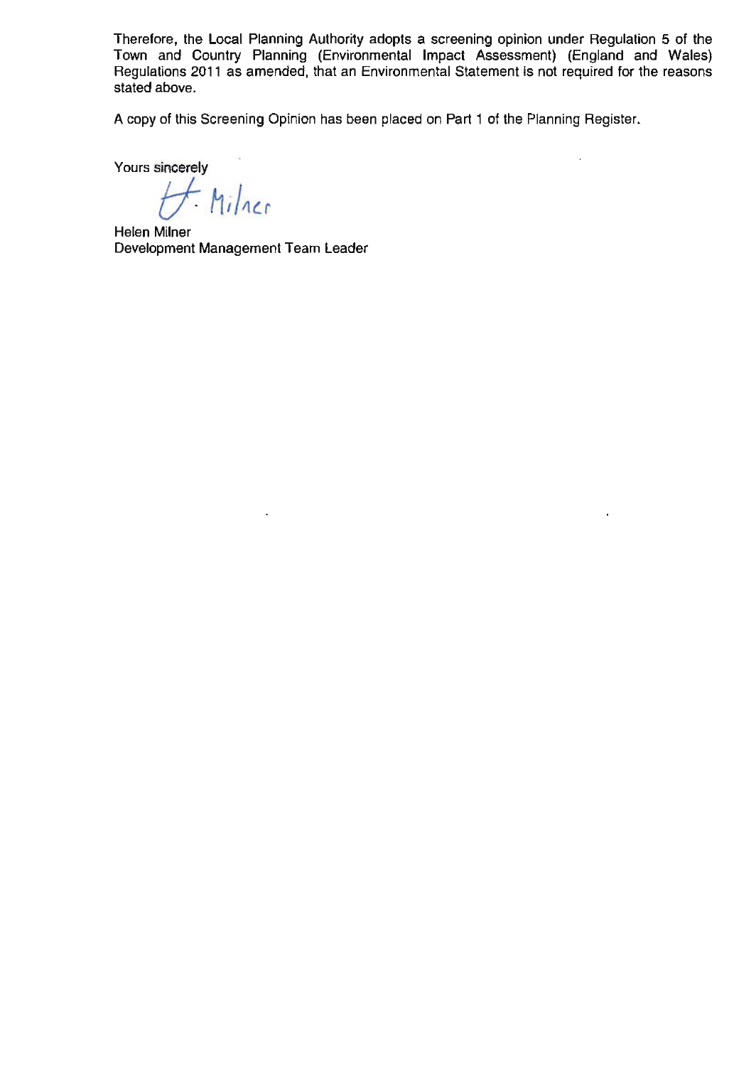Therefore, the Local Planning Authority adopts a screening opinion under Regulation 5 of the Town and Country Planning (Environmental Impact Assessment) (England and Wales) Regulations 2011 as amended, that an Environmental Statement is not required for the reasons stated above.

A copy of this Screening Opinion has been placed on Part 1 of the Planning Register.

Yours sincerely

H. Milner

Helen Milner
Development Management Team Leader